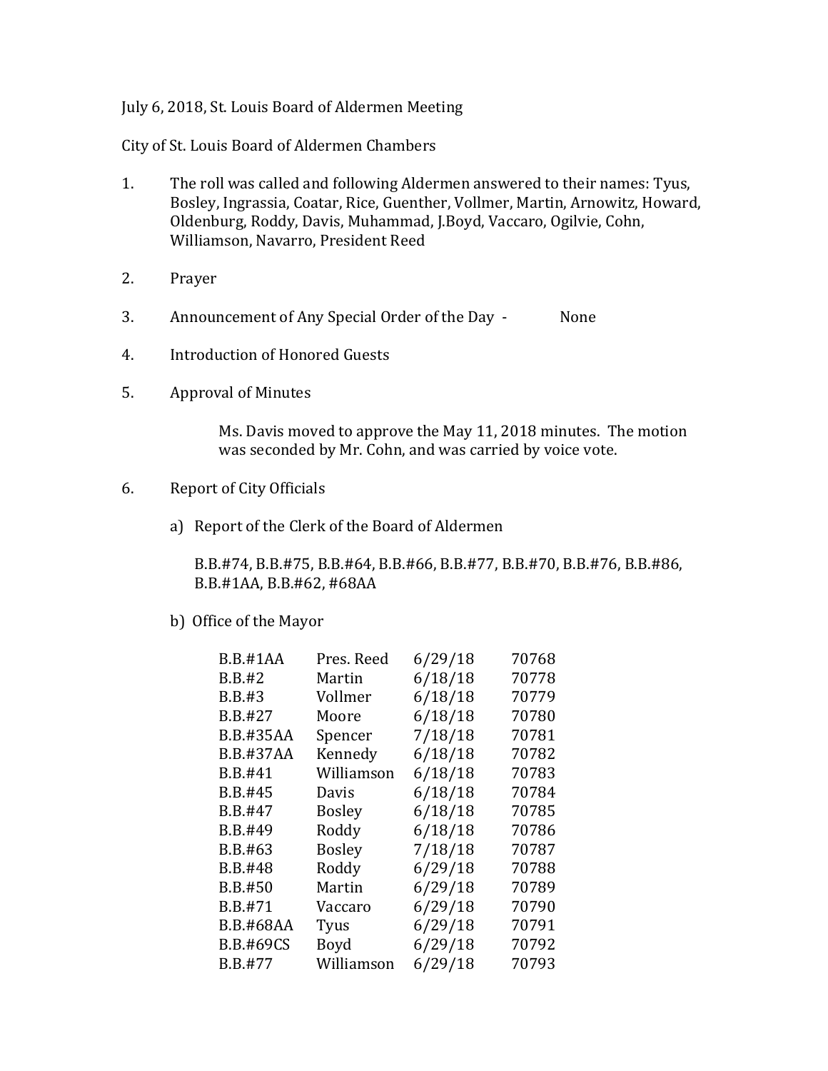July 6, 2018, St. Louis Board of Aldermen Meeting

City of St. Louis Board of Aldermen Chambers

1. The roll was called and following Aldermen answered to their names: Tyus, Bosley, Ingrassia, Coatar, Rice, Guenther, Vollmer, Martin, Arnowitz, Howard, Oldenburg, Roddy, Davis, Muhammad, J.Boyd, Vaccaro, Ogilvie, Cohn, Williamson, Navarro, President Reed

2. Prayer

3. Announcement of Any Special Order of the Day - None

4. Introduction of Honored Guests

5. Approval of Minutes

   Ms. Davis moved to approve the May 11, 2018 minutes. The motion was seconded by Mr. Cohn, and was carried by voice vote.

6. Report of City Officials

   a) Report of the Clerk of the Board of Aldermen

   B.B.#74, B.B.#75, B.B.#64, B.B.#66, B.B.#77, B.B.#70, B.B.#76, B.B.#86, B.B.#1AA, B.B.#62, #68AA

   b) Office of the Mayor

| | | | |
|---|---|---|---|
| B.B.#1AA | Pres. Reed | 6/29/18 | 70768 |
| B.B.#2 | Martin | 6/18/18 | 70778 |
| B.B.#3 | Vollmer | 6/18/18 | 70779 |
| B.B.#27 | Moore | 6/18/18 | 70780 |
| B.B.#35AA | Spencer | 7/18/18 | 70781 |
| B.B.#37AA | Kennedy | 6/18/18 | 70782 |
| B.B.#41 | Williamson | 6/18/18 | 70783 |
| B.B.#45 | Davis | 6/18/18 | 70784 |
| B.B.#47 | Bosley | 6/18/18 | 70785 |
| B.B.#49 | Roddy | 6/18/18 | 70786 |
| B.B.#63 | Bosley | 7/18/18 | 70787 |
| B.B.#48 | Roddy | 6/29/18 | 70788 |
| B.B.#50 | Martin | 6/29/18 | 70789 |
| B.B.#71 | Vaccaro | 6/29/18 | 70790 |
| B.B.#68AA | Tyus | 6/29/18 | 70791 |
| B.B.#69CS | Boyd | 6/29/18 | 70792 |
| B.B.#77 | Williamson | 6/29/18 | 70793 |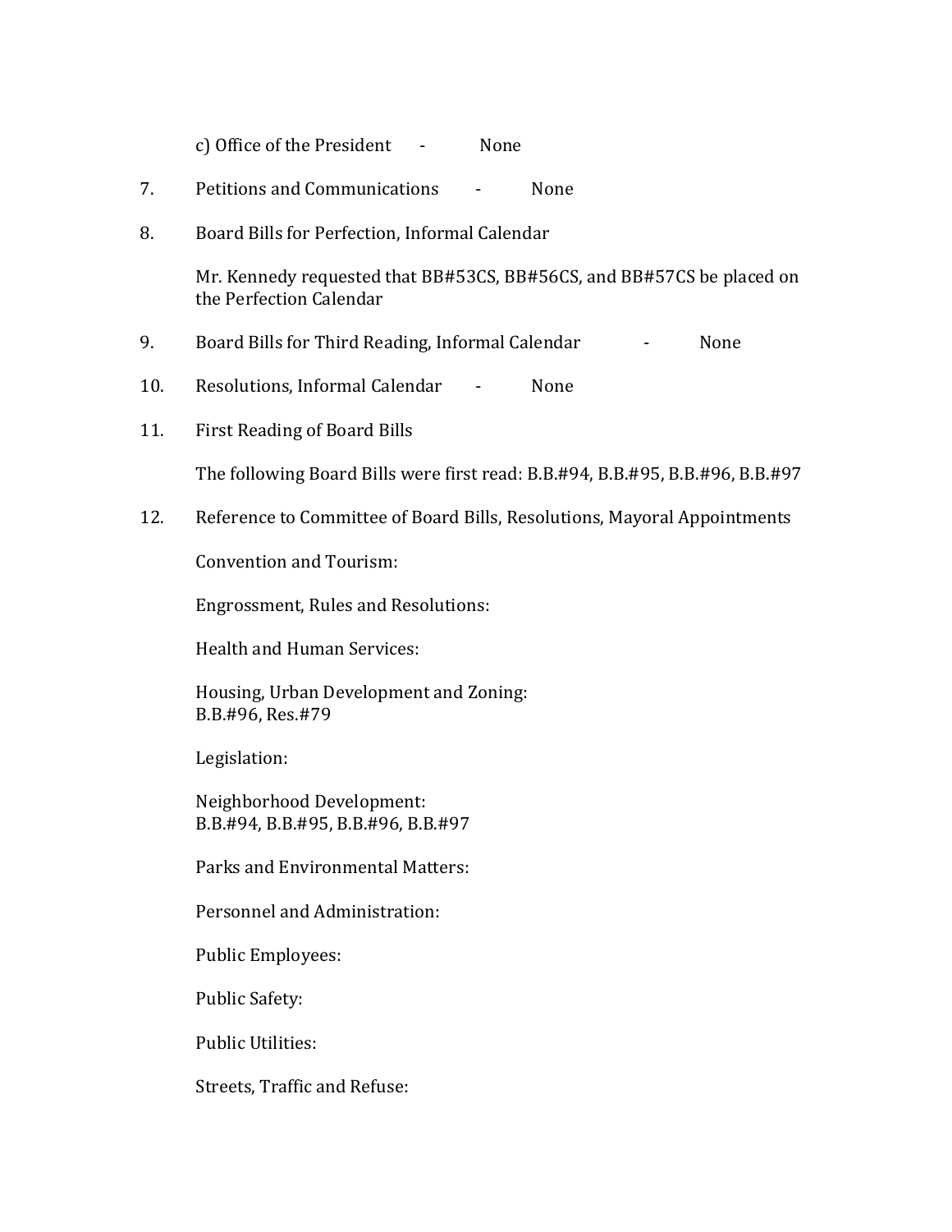c) Office of the President - None

7. Petitions and Communications - None

8. Board Bills for Perfection, Informal Calendar

   Mr. Kennedy requested that BB#53CS, BB#56CS, and BB#57CS be placed on the Perfection Calendar

9. Board Bills for Third Reading, Informal Calendar - None

10. Resolutions, Informal Calendar - None

11. First Reading of Board Bills

    The following Board Bills were first read: B.B.#94, B.B.#95, B.B.#96, B.B.#97

12. Reference to Committee of Board Bills, Resolutions, Mayoral Appointments

    Convention and Tourism:

    Engrossment, Rules and Resolutions:

    Health and Human Services:

    Housing, Urban Development and Zoning:
    B.B.#96, Res.#79

    Legislation:

    Neighborhood Development:
    B.B.#94, B.B.#95, B.B.#96, B.B.#97

    Parks and Environmental Matters:

    Personnel and Administration:

    Public Employees:

    Public Safety:

    Public Utilities:

    Streets, Traffic and Refuse: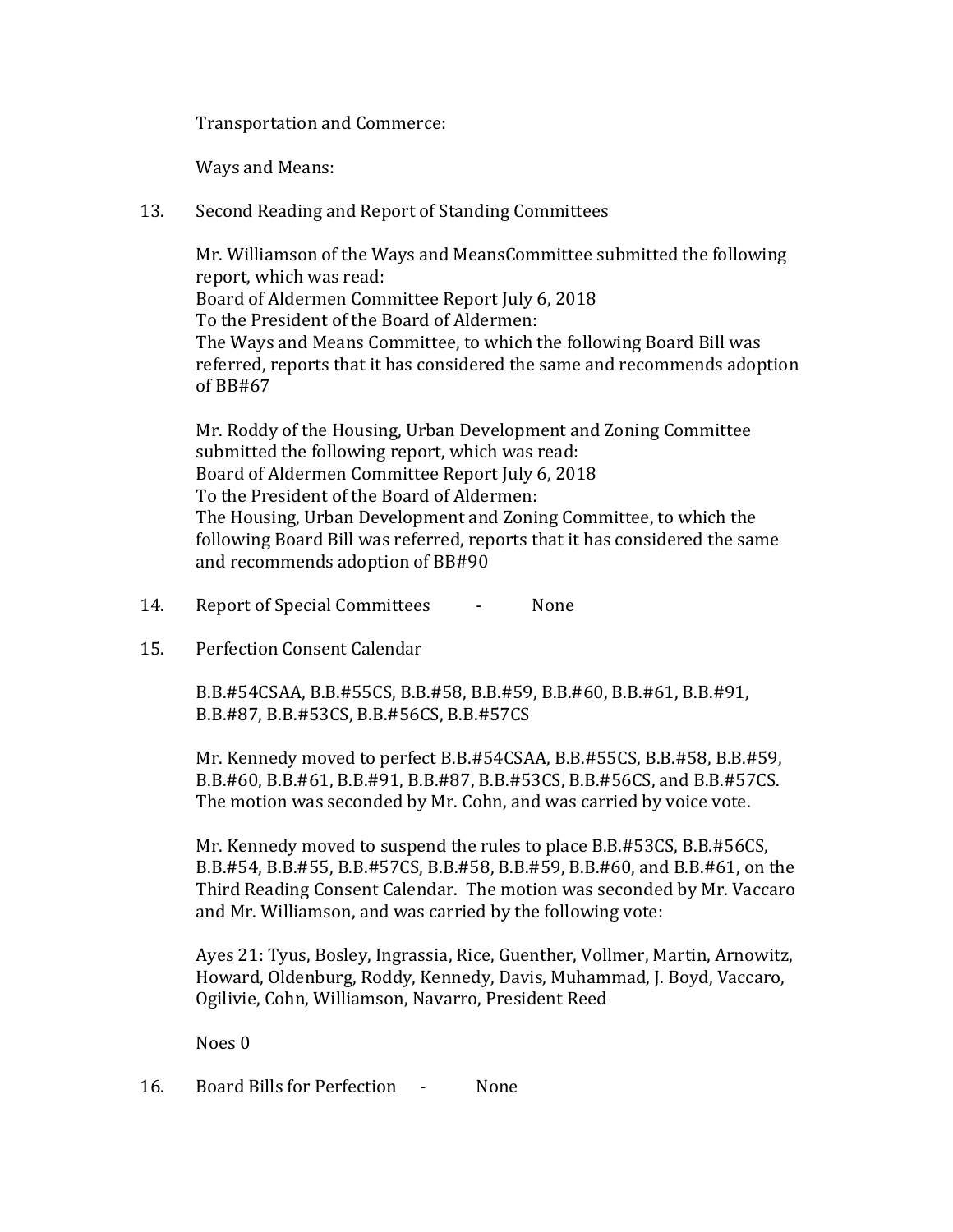Transportation and Commerce:

Ways and Means:

13. Second Reading and Report of Standing Committees

Mr. Williamson of the Ways and MeansCommittee submitted the following report, which was read:
Board of Aldermen Committee Report July 6, 2018
To the President of the Board of Aldermen:
The Ways and Means Committee, to which the following Board Bill was referred, reports that it has considered the same and recommends adoption of BB#67

Mr. Roddy of the Housing, Urban Development and Zoning Committee submitted the following report, which was read:
Board of Aldermen Committee Report July 6, 2018
To the President of the Board of Aldermen:
The Housing, Urban Development and Zoning Committee, to which the following Board Bill was referred, reports that it has considered the same and recommends adoption of BB#90

14. Report of Special Committees - None

15. Perfection Consent Calendar

B.B.#54CSAA, B.B.#55CS, B.B.#58, B.B.#59, B.B.#60, B.B.#61, B.B.#91, B.B.#87, B.B.#53CS, B.B.#56CS, B.B.#57CS

Mr. Kennedy moved to perfect B.B.#54CSAA, B.B.#55CS, B.B.#58, B.B.#59, B.B.#60, B.B.#61, B.B.#91, B.B.#87, B.B.#53CS, B.B.#56CS, and B.B.#57CS. The motion was seconded by Mr. Cohn, and was carried by voice vote.

Mr. Kennedy moved to suspend the rules to place B.B.#53CS, B.B.#56CS, B.B.#54, B.B.#55, B.B.#57CS, B.B.#58, B.B.#59, B.B.#60, and B.B.#61, on the Third Reading Consent Calendar. The motion was seconded by Mr. Vaccaro and Mr. Williamson, and was carried by the following vote:

Ayes 21: Tyus, Bosley, Ingrassia, Rice, Guenther, Vollmer, Martin, Arnowitz, Howard, Oldenburg, Roddy, Kennedy, Davis, Muhammad, J. Boyd, Vaccaro, Ogilivie, Cohn, Williamson, Navarro, President Reed

Noes 0

16. Board Bills for Perfection - None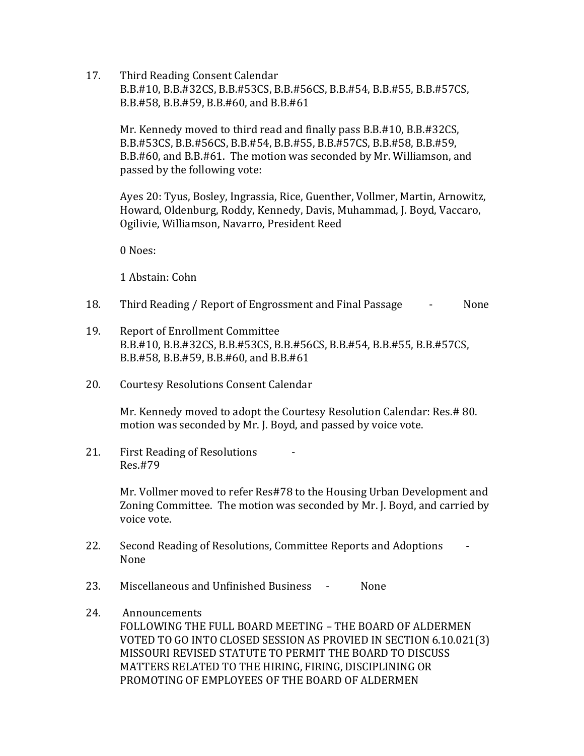17. Third Reading Consent Calendar
    B.B.#10, B.B.#32CS, B.B.#53CS, B.B.#56CS, B.B.#54, B.B.#55, B.B.#57CS, B.B.#58, B.B.#59, B.B.#60, and B.B.#61

    Mr. Kennedy moved to third read and finally pass B.B.#10, B.B.#32CS, B.B.#53CS, B.B.#56CS, B.B.#54, B.B.#55, B.B.#57CS, B.B.#58, B.B.#59, B.B.#60, and B.B.#61. The motion was seconded by Mr. Williamson, and passed by the following vote:

    Ayes 20: Tyus, Bosley, Ingrassia, Rice, Guenther, Vollmer, Martin, Arnowitz, Howard, Oldenburg, Roddy, Kennedy, Davis, Muhammad, J. Boyd, Vaccaro, Ogilivie, Williamson, Navarro, President Reed

    0 Noes:

    1 Abstain: Cohn

18. Third Reading / Report of Engrossment and Final Passage - None

19. Report of Enrollment Committee
    B.B.#10, B.B.#32CS, B.B.#53CS, B.B.#56CS, B.B.#54, B.B.#55, B.B.#57CS, B.B.#58, B.B.#59, B.B.#60, and B.B.#61

20. Courtesy Resolutions Consent Calendar

    Mr. Kennedy moved to adopt the Courtesy Resolution Calendar: Res.# 80. motion was seconded by Mr. J. Boyd, and passed by voice vote.

21. First Reading of Resolutions -
    Res.#79

    Mr. Vollmer moved to refer Res#78 to the Housing Urban Development and Zoning Committee. The motion was seconded by Mr. J. Boyd, and carried by voice vote.

22. Second Reading of Resolutions, Committee Reports and Adoptions - None

23. Miscellaneous and Unfinished Business - None

24. Announcements
    FOLLOWING THE FULL BOARD MEETING – THE BOARD OF ALDERMEN VOTED TO GO INTO CLOSED SESSION AS PROVIED IN SECTION 6.10.021(3) MISSOURI REVISED STATUTE TO PERMIT THE BOARD TO DISCUSS MATTERS RELATED TO THE HIRING, FIRING, DISCIPLINING OR PROMOTING OF EMPLOYEES OF THE BOARD OF ALDERMEN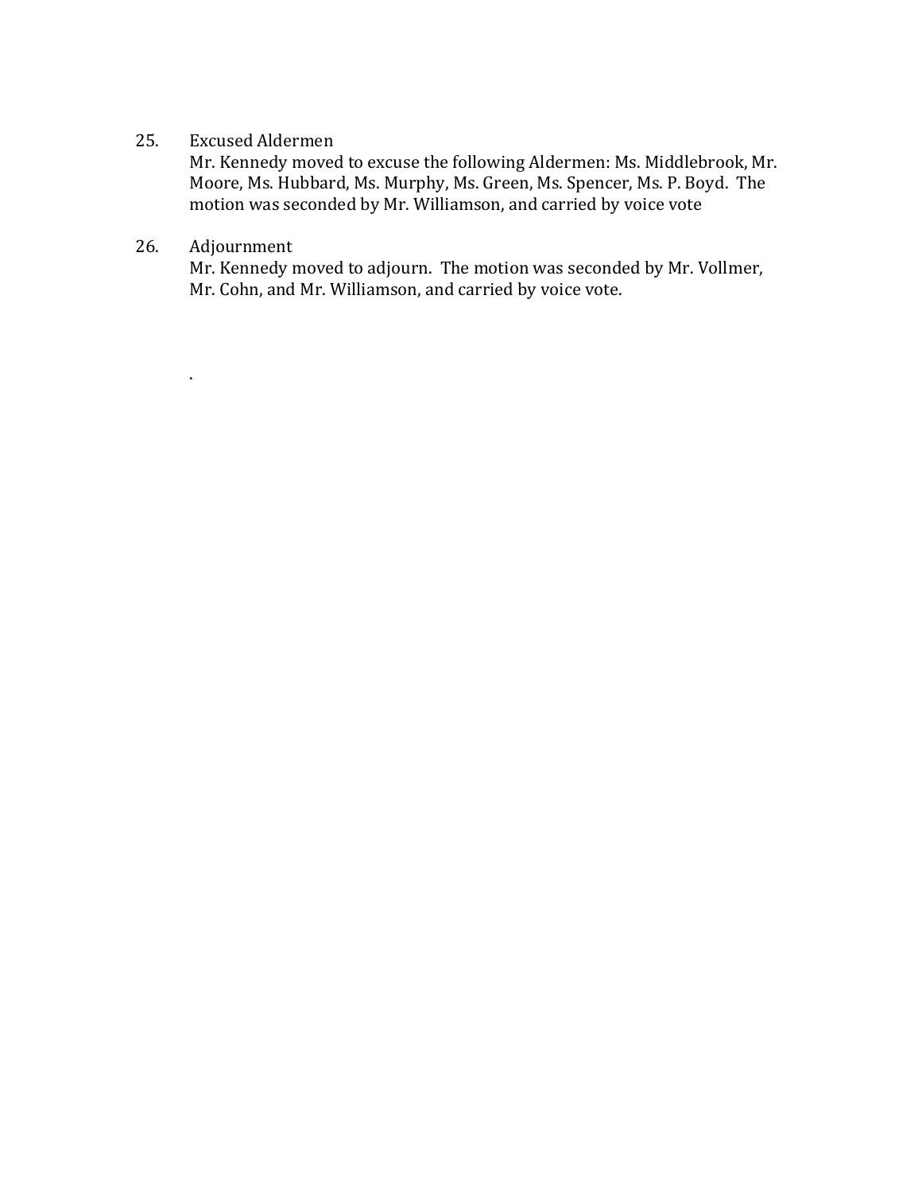25. Excused Aldermen

    Mr. Kennedy moved to excuse the following Aldermen: Ms. Middlebrook, Mr. Moore, Ms. Hubbard, Ms. Murphy, Ms. Green, Ms. Spencer, Ms. P. Boyd. The motion was seconded by Mr. Williamson, and carried by voice vote

26. Adjournment

    Mr. Kennedy moved to adjourn. The motion was seconded by Mr. Vollmer, Mr. Cohn, and Mr. Williamson, and carried by voice vote.

.